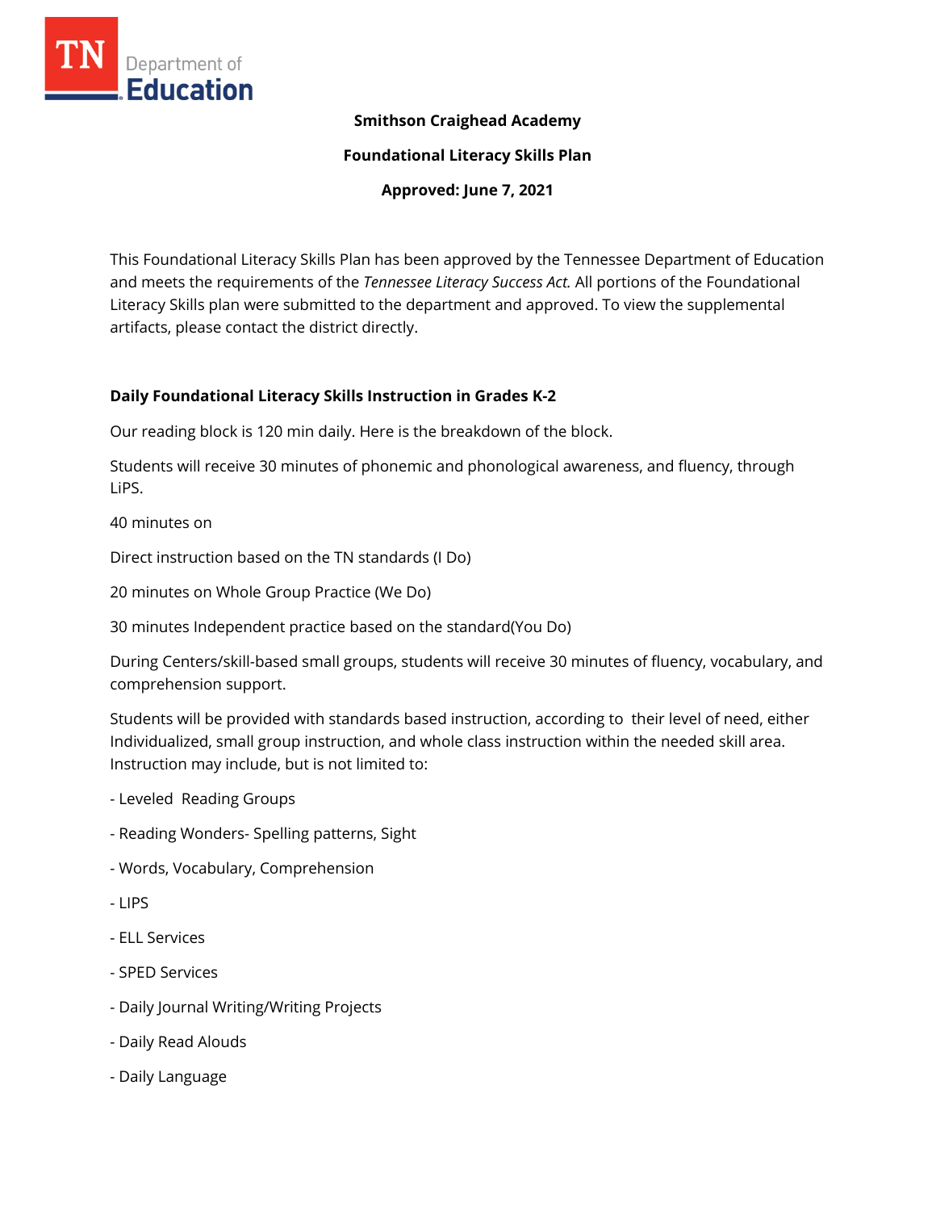**Smithson Craighead Academy**

**Foundational Literacy Skills Plan**

**Approved: June 7, 2021**

This Foundational Literacy Skills Plan has been approved by the Tennessee Department of Education and meets the requirements of the *Tennessee Literacy Success Act.* All portions of the Foundational Literacy Skills plan were submitted to the department and approved. To view the supplemental artifacts, please contact the district directly.

## Daily Foundational Literacy Skills Instruction in Grades K-2

Our reading block is 120 min daily. Here is the breakdown of the block.

Students will receive 30 minutes of phonemic and phonological awareness, and fluency, through LiPS.

40 minutes on

Direct instruction based on the TN standards (I Do)

20 minutes on Whole Group Practice (We Do)

30 minutes Independent practice based on the standard(You Do)

During Centers/skill-based small groups, students will receive 30 minutes of fluency, vocabulary, and comprehension support.

Students will be provided with standards based instruction, according to their level of need, either Individualized, small group instruction, and whole class instruction within the needed skill area. Instruction may include, but is not limited to:

- Leveled Reading Groups
- Reading Wonders- Spelling patterns, Sight
- Words, Vocabulary, Comprehension
- LIPS
- ELL Services
- SPED Services
- Daily Journal Writing/Writing Projects
- Daily Read Alouds
- Daily Language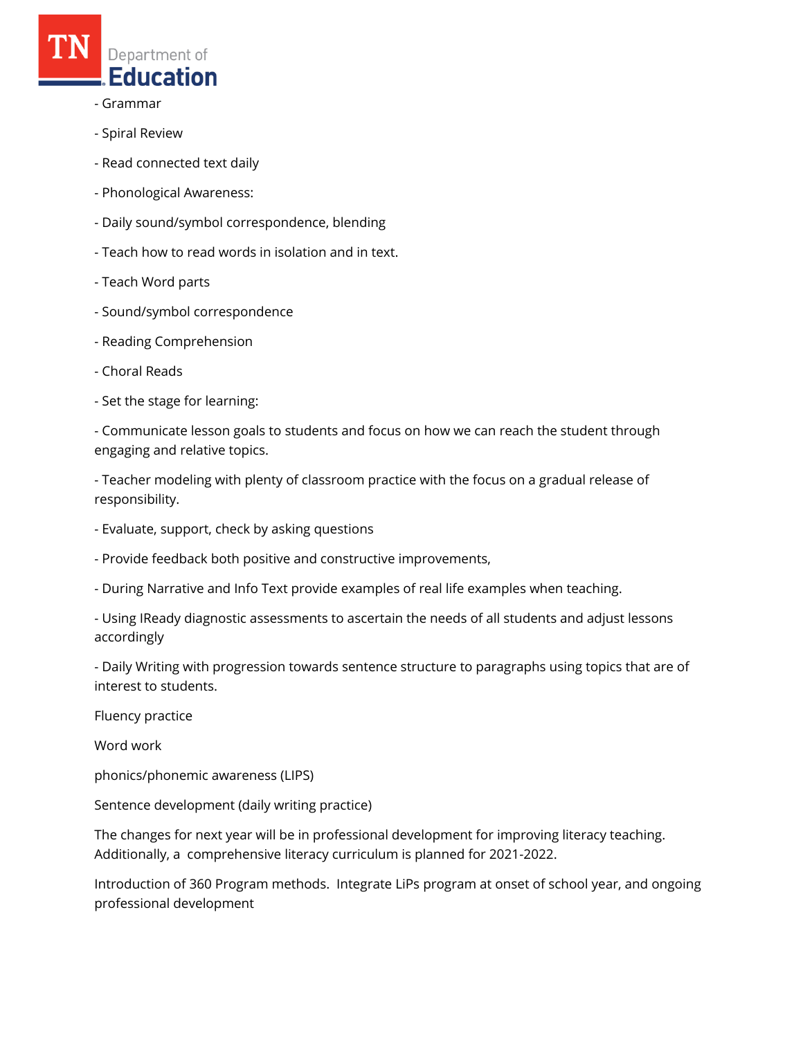- Grammar

- Spiral Review

- Read connected text daily

- Phonological Awareness:

- Daily sound/symbol correspondence, blending

- Teach how to read words in isolation and in text.

- Teach Word parts

- Sound/symbol correspondence

- Reading Comprehension

- Choral Reads

- Set the stage for learning:

- Communicate lesson goals to students and focus on how we can reach the student through engaging and relative topics.

- Teacher modeling with plenty of classroom practice with the focus on a gradual release of responsibility.

- Evaluate, support, check by asking questions

- Provide feedback both positive and constructive improvements,

- During Narrative and Info Text provide examples of real life examples when teaching.

- Using IReady diagnostic assessments to ascertain the needs of all students and adjust lessons accordingly

- Daily Writing with progression towards sentence structure to paragraphs using topics that are of interest to students.

Fluency practice

Word work

phonics/phonemic awareness (LIPS)

Sentence development (daily writing practice)

The changes for next year will be in professional development for improving literacy teaching. Additionally, a comprehensive literacy curriculum is planned for 2021-2022.

Introduction of 360 Program methods. Integrate LiPs program at onset of school year, and ongoing professional development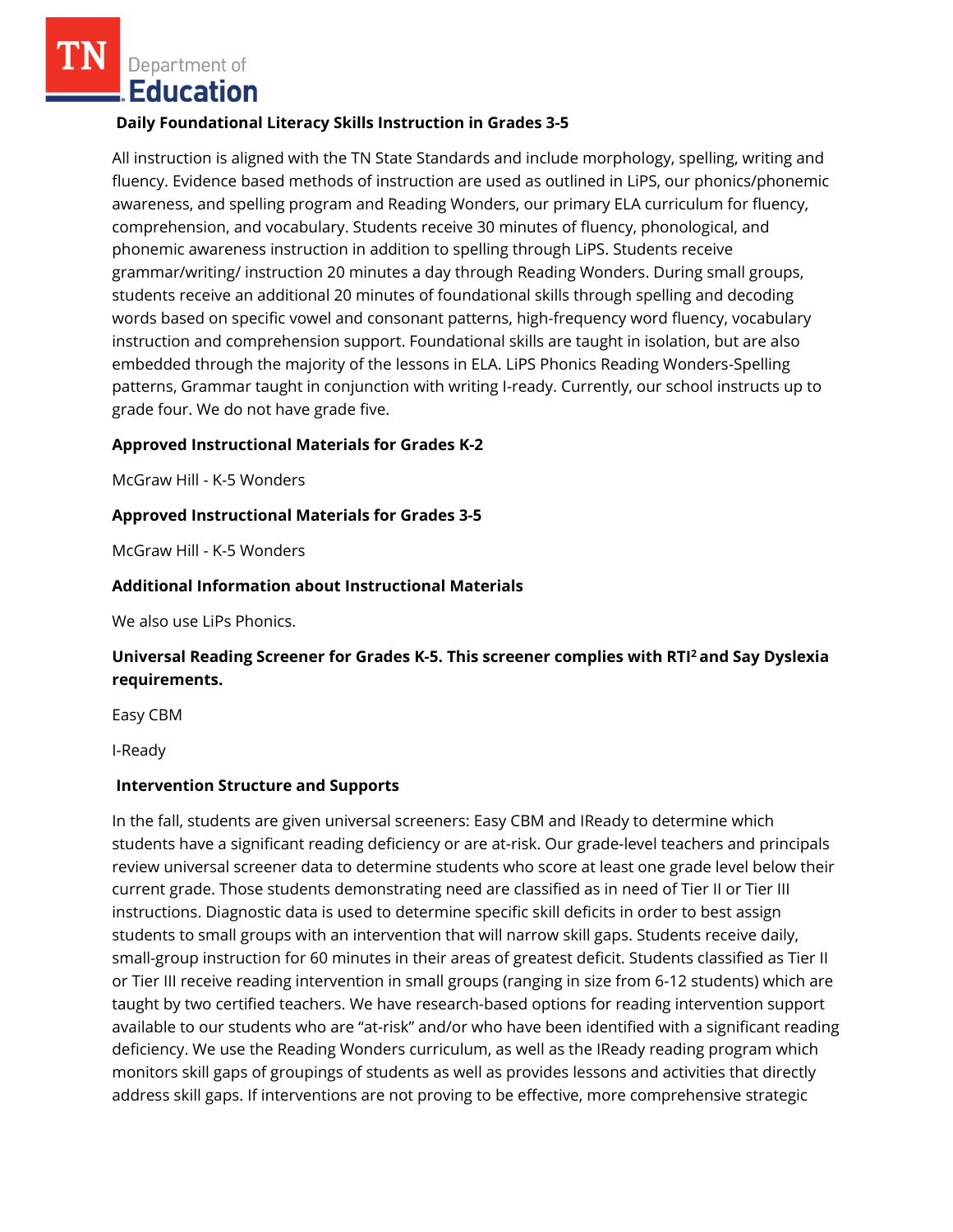### Daily Foundational Literacy Skills Instruction in Grades 3-5

All instruction is aligned with the TN State Standards and include morphology, spelling, writing and fluency. Evidence based methods of instruction are used as outlined in LiPS, our phonics/phonemic awareness, and spelling program and Reading Wonders, our primary ELA curriculum for fluency, comprehension, and vocabulary. Students receive 30 minutes of fluency, phonological, and phonemic awareness instruction in addition to spelling through LiPS. Students receive grammar/writing/ instruction 20 minutes a day through Reading Wonders. During small groups, students receive an additional 20 minutes of foundational skills through spelling and decoding words based on specific vowel and consonant patterns, high-frequency word fluency, vocabulary instruction and comprehension support. Foundational skills are taught in isolation, but are also embedded through the majority of the lessons in ELA. LiPS Phonics Reading Wonders-Spelling patterns, Grammar taught in conjunction with writing I-ready. Currently, our school instructs up to grade four. We do not have grade five.

### Approved Instructional Materials for Grades K-2

McGraw Hill - K-5 Wonders

### Approved Instructional Materials for Grades 3-5

McGraw Hill - K-5 Wonders

### Additional Information about Instructional Materials

We also use LiPs Phonics.

### Universal Reading Screener for Grades K-5. This screener complies with RTI² and Say Dyslexia requirements.

Easy CBM

I-Ready

### Intervention Structure and Supports

In the fall, students are given universal screeners: Easy CBM and IReady to determine which students have a significant reading deficiency or are at-risk. Our grade-level teachers and principals review universal screener data to determine students who score at least one grade level below their current grade. Those students demonstrating need are classified as in need of Tier II or Tier III instructions. Diagnostic data is used to determine specific skill deficits in order to best assign students to small groups with an intervention that will narrow skill gaps. Students receive daily, small-group instruction for 60 minutes in their areas of greatest deficit. Students classified as Tier II or Tier III receive reading intervention in small groups (ranging in size from 6-12 students) which are taught by two certified teachers. We have research-based options for reading intervention support available to our students who are "at-risk" and/or who have been identified with a significant reading deficiency. We use the Reading Wonders curriculum, as well as the IReady reading program which monitors skill gaps of groupings of students as well as provides lessons and activities that directly address skill gaps. If interventions are not proving to be effective, more comprehensive strategic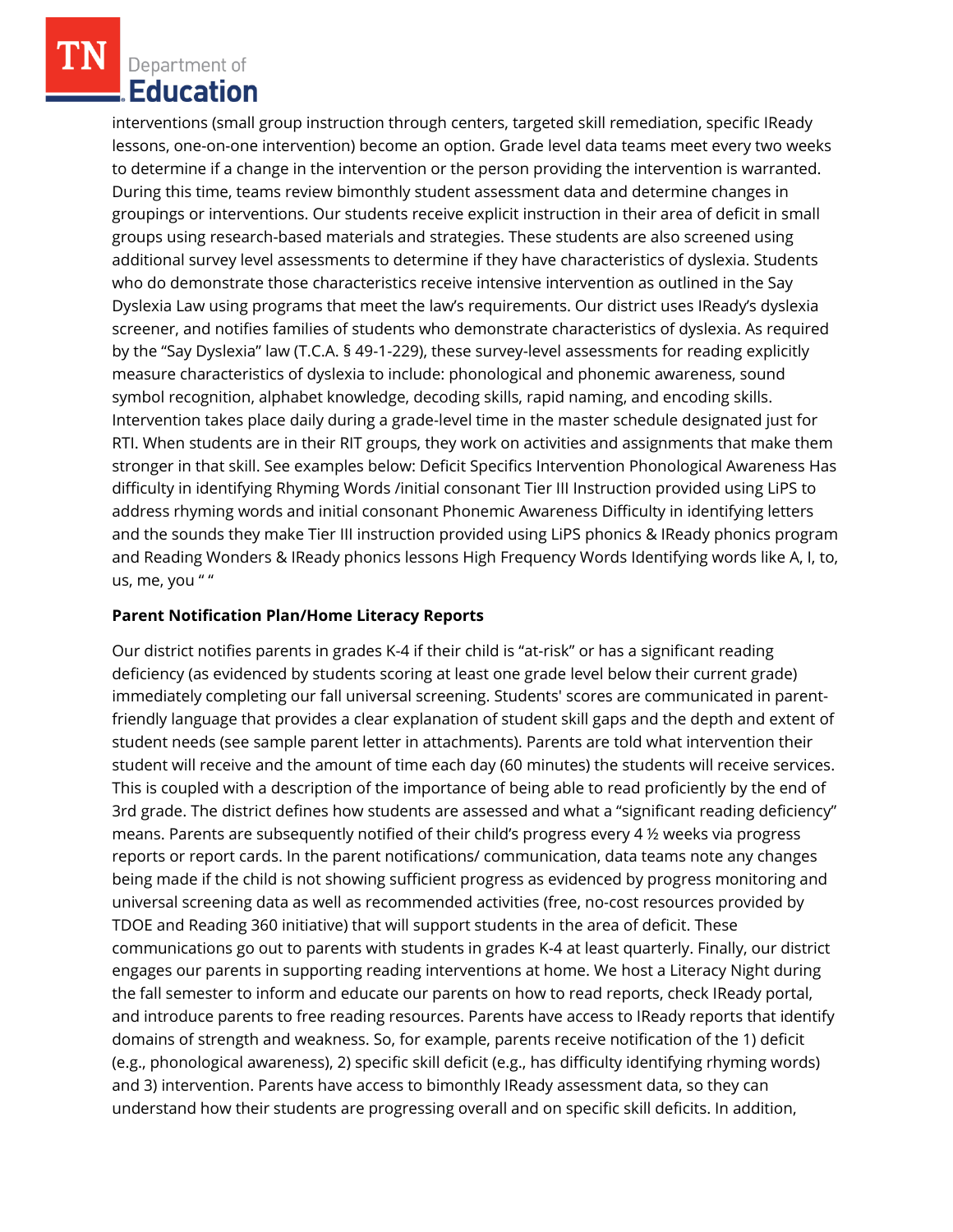interventions (small group instruction through centers, targeted skill remediation, specific IReady lessons, one-on-one intervention) become an option. Grade level data teams meet every two weeks to determine if a change in the intervention or the person providing the intervention is warranted. During this time, teams review bimonthly student assessment data and determine changes in groupings or interventions. Our students receive explicit instruction in their area of deficit in small groups using research-based materials and strategies. These students are also screened using additional survey level assessments to determine if they have characteristics of dyslexia. Students who do demonstrate those characteristics receive intensive intervention as outlined in the Say Dyslexia Law using programs that meet the law's requirements. Our district uses IReady's dyslexia screener, and notifies families of students who demonstrate characteristics of dyslexia. As required by the "Say Dyslexia" law (T.C.A. § 49-1-229), these survey-level assessments for reading explicitly measure characteristics of dyslexia to include: phonological and phonemic awareness, sound symbol recognition, alphabet knowledge, decoding skills, rapid naming, and encoding skills. Intervention takes place daily during a grade-level time in the master schedule designated just for RTI. When students are in their RIT groups, they work on activities and assignments that make them stronger in that skill. See examples below: Deficit Specifics Intervention Phonological Awareness Has difficulty in identifying Rhyming Words /initial consonant Tier III Instruction provided using LiPS to address rhyming words and initial consonant Phonemic Awareness Difficulty in identifying letters and the sounds they make Tier III instruction provided using LiPS phonics & IReady phonics program and Reading Wonders & IReady phonics lessons High Frequency Words Identifying words like A, I, to, us, me, you " "

**Parent Notification Plan/Home Literacy Reports**

Our district notifies parents in grades K-4 if their child is "at-risk" or has a significant reading deficiency (as evidenced by students scoring at least one grade level below their current grade) immediately completing our fall universal screening. Students' scores are communicated in parent-friendly language that provides a clear explanation of student skill gaps and the depth and extent of student needs (see sample parent letter in attachments). Parents are told what intervention their student will receive and the amount of time each day (60 minutes) the students will receive services. This is coupled with a description of the importance of being able to read proficiently by the end of 3rd grade. The district defines how students are assessed and what a "significant reading deficiency" means. Parents are subsequently notified of their child's progress every 4 ½ weeks via progress reports or report cards. In the parent notifications/ communication, data teams note any changes being made if the child is not showing sufficient progress as evidenced by progress monitoring and universal screening data as well as recommended activities (free, no-cost resources provided by TDOE and Reading 360 initiative) that will support students in the area of deficit. These communications go out to parents with students in grades K-4 at least quarterly. Finally, our district engages our parents in supporting reading interventions at home. We host a Literacy Night during the fall semester to inform and educate our parents on how to read reports, check IReady portal, and introduce parents to free reading resources. Parents have access to IReady reports that identify domains of strength and weakness. So, for example, parents receive notification of the 1) deficit (e.g., phonological awareness), 2) specific skill deficit (e.g., has difficulty identifying rhyming words) and 3) intervention. Parents have access to bimonthly IReady assessment data, so they can understand how their students are progressing overall and on specific skill deficits. In addition,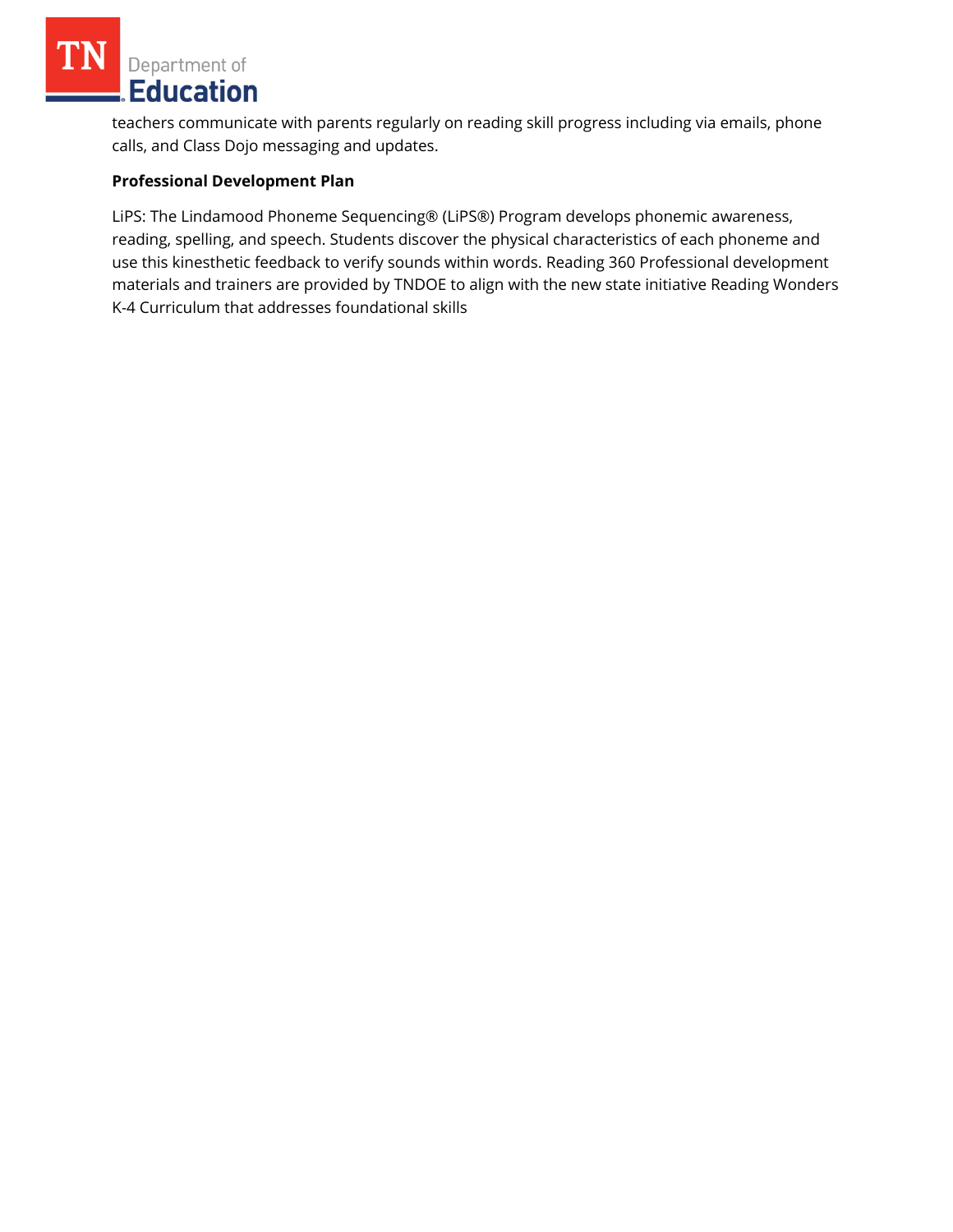teachers communicate with parents regularly on reading skill progress including via emails, phone calls, and Class Dojo messaging and updates.

**Professional Development Plan**

LiPS: The Lindamood Phoneme Sequencing® (LiPS®) Program develops phonemic awareness, reading, spelling, and speech. Students discover the physical characteristics of each phoneme and use this kinesthetic feedback to verify sounds within words. Reading 360 Professional development materials and trainers are provided by TNDOE to align with the new state initiative Reading Wonders K-4 Curriculum that addresses foundational skills